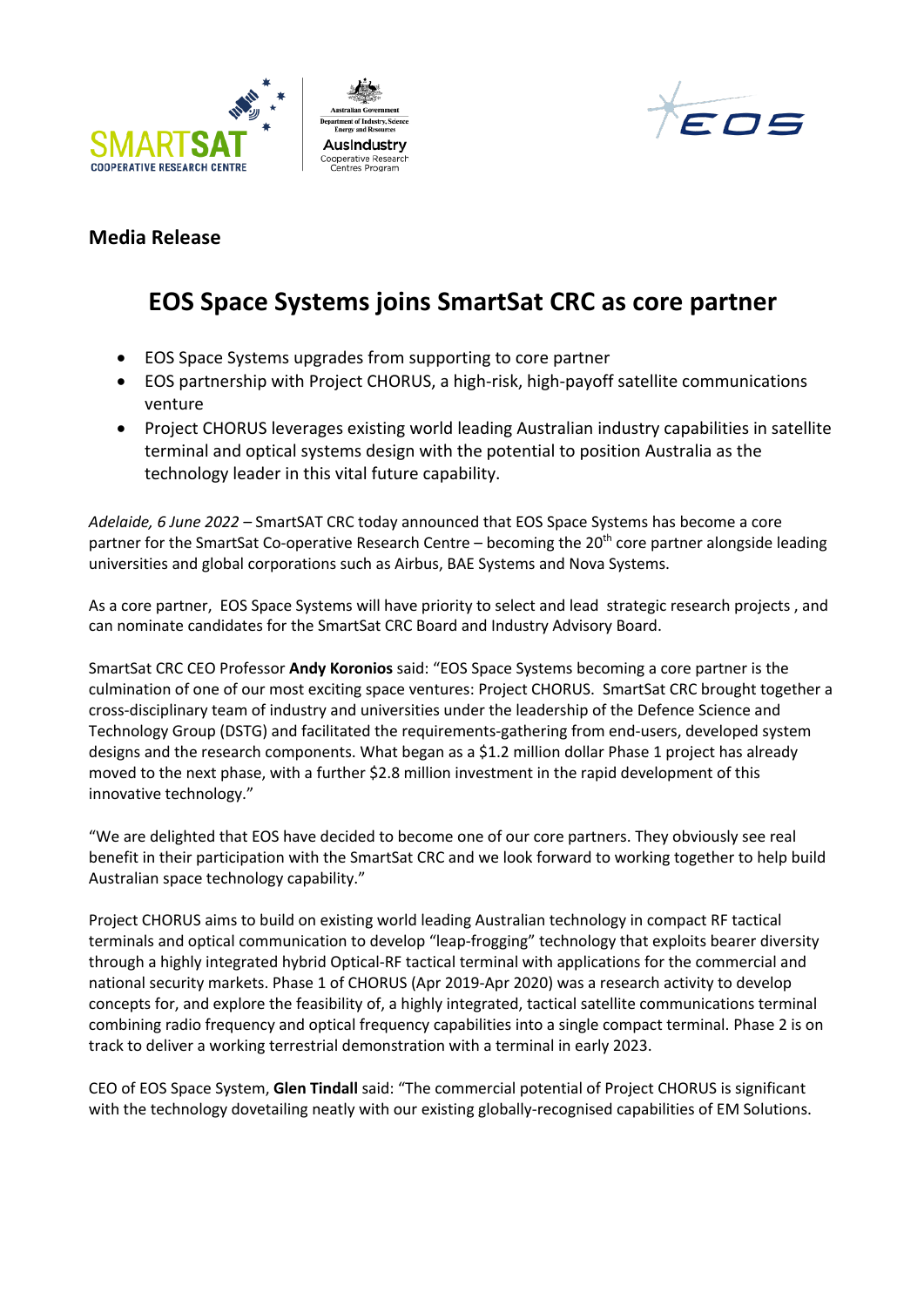**Media Release**

# EOS Space Systems joins SmartSat CRC as core partner

- EOS Space Systems upgrades from supporting to core partner
- EOS partnership with Project CHORUS, a high-risk, high-payoff satellite communications venture
- Project CHORUS leverages existing world leading Australian industry capabilities in satellite terminal and optical systems design with the potential to position Australia as the technology leader in this vital future capability.

*Adelaide, 6 June 2022* – SmartSAT CRC today announced that EOS Space Systems has become a core partner for the SmartSat Co-operative Research Centre – becoming the 20th core partner alongside leading universities and global corporations such as Airbus, BAE Systems and Nova Systems.

As a core partner, EOS Space Systems will have priority to select and lead strategic research projects , and can nominate candidates for the SmartSat CRC Board and Industry Advisory Board.

SmartSat CRC CEO Professor **Andy Koronios** said: "EOS Space Systems becoming a core partner is the culmination of one of our most exciting space ventures: Project CHORUS. SmartSat CRC brought together a cross-disciplinary team of industry and universities under the leadership of the Defence Science and Technology Group (DSTG) and facilitated the requirements-gathering from end-users, developed system designs and the research components. What began as a $1.2 million dollar Phase 1 project has already moved to the next phase, with a further $2.8 million investment in the rapid development of this innovative technology."

"We are delighted that EOS have decided to become one of our core partners. They obviously see real benefit in their participation with the SmartSat CRC and we look forward to working together to help build Australian space technology capability."

Project CHORUS aims to build on existing world leading Australian technology in compact RF tactical terminals and optical communication to develop "leap-frogging" technology that exploits bearer diversity through a highly integrated hybrid Optical-RF tactical terminal with applications for the commercial and national security markets. Phase 1 of CHORUS (Apr 2019-Apr 2020) was a research activity to develop concepts for, and explore the feasibility of, a highly integrated, tactical satellite communications terminal combining radio frequency and optical frequency capabilities into a single compact terminal. Phase 2 is on track to deliver a working terrestrial demonstration with a terminal in early 2023.

CEO of EOS Space System, **Glen Tindall** said: "The commercial potential of Project CHORUS is significant with the technology dovetailing neatly with our existing globally-recognised capabilities of EM Solutions.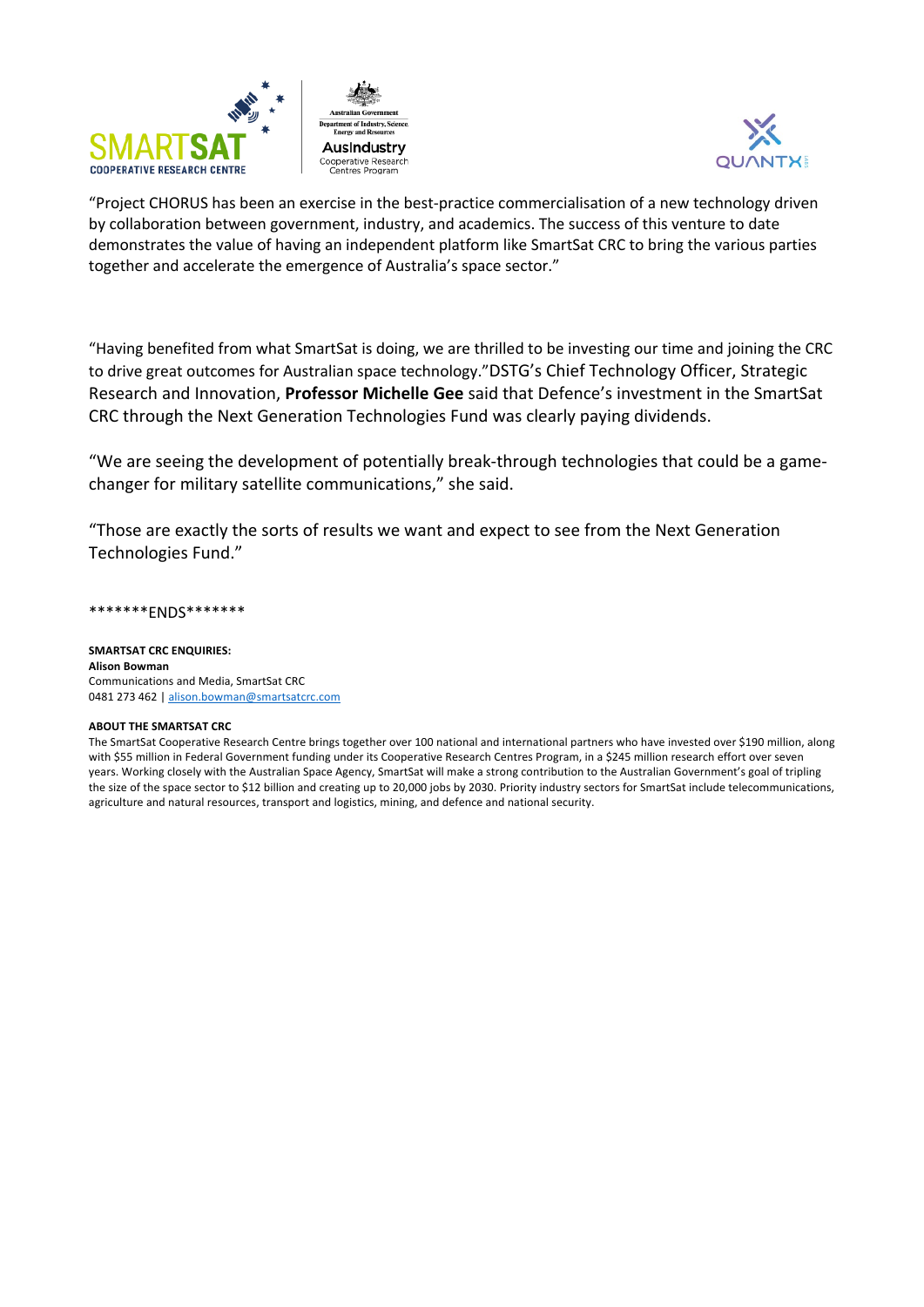"Project CHORUS has been an exercise in the best-practice commercialisation of a new technology driven by collaboration between government, industry, and academics. The success of this venture to date demonstrates the value of having an independent platform like SmartSat CRC to bring the various parties together and accelerate the emergence of Australia's space sector."

"Having benefited from what SmartSat is doing, we are thrilled to be investing our time and joining the CRC to drive great outcomes for Australian space technology."DSTG's Chief Technology Officer, Strategic Research and Innovation, **Professor Michelle Gee** said that Defence's investment in the SmartSat CRC through the Next Generation Technologies Fund was clearly paying dividends.

"We are seeing the development of potentially break-through technologies that could be a game-changer for military satellite communications," she said.

"Those are exactly the sorts of results we want and expect to see from the Next Generation Technologies Fund."

*******ENDS*******

**SMARTSAT CRC ENQUIRIES:**
**Alison Bowman**
Communications and Media, SmartSat CRC
0481 273 462 | alison.bowman@smartsatcrc.com

**ABOUT THE SMARTSAT CRC**

The SmartSat Cooperative Research Centre brings together over 100 national and international partners who have invested over $190 million, along with $55 million in Federal Government funding under its Cooperative Research Centres Program, in a $245 million research effort over seven years. Working closely with the Australian Space Agency, SmartSat will make a strong contribution to the Australian Government's goal of tripling the size of the space sector to $12 billion and creating up to 20,000 jobs by 2030. Priority industry sectors for SmartSat include telecommunications, agriculture and natural resources, transport and logistics, mining, and defence and national security.